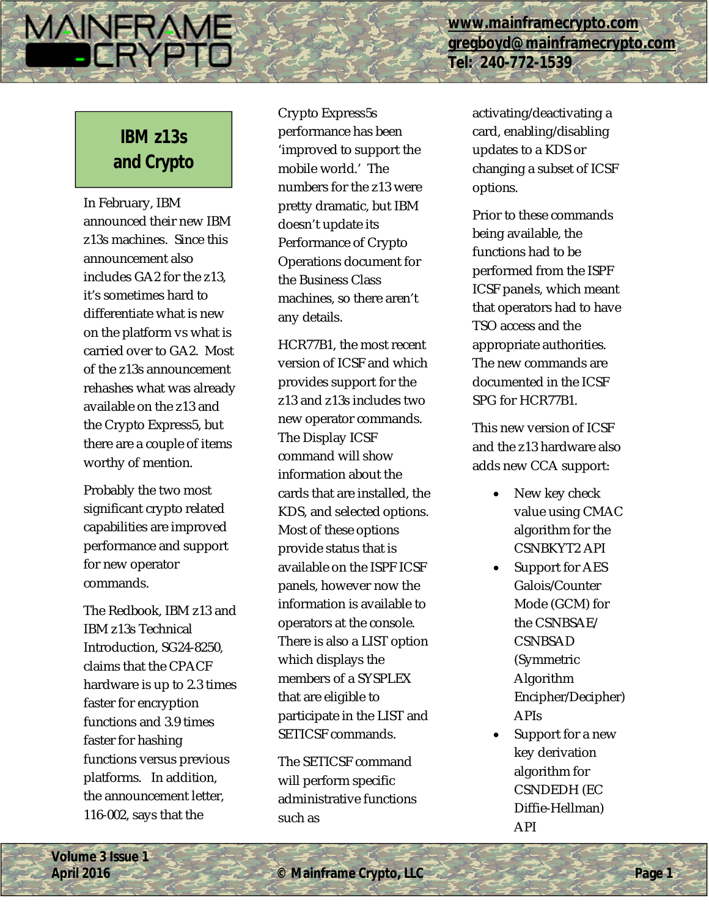## IBM z13s and Crypto

In February, IBM announced their new IBM z13s machines. Since this announcement also includes GA2 for the z13, it's sometimes hard to differentiate what is new on the platform vs what is carried over to GA2. Most of the z13s announcement rehashes what was already available on the z13 and the Crypto Express5, but there are a couple of items worthy of mention.

Probably the two most significant crypto related capabilities are improved performance and support for new operator commands.

The Redbook, IBM z13 and IBM z13s Technical Introduction, SG24-8250, claims that the CPACF hardware is up to 2.3 times faster for encryption functions and 3.9 times faster for hashing functions versus previous platforms. In addition, the announcement letter, 116-002, says that the Crypto Express5s performance has been 'improved to support the mobile world.' The numbers for the z13 were pretty dramatic, but IBM doesn't update its Performance of Crypto Operations document for the Business Class machines, so there aren't any details.

HCR77B1, the most recent version of ICSF and which provides support for the z13 and z13s includes two new operator commands. The Display ICSF command will show information about the cards that are installed, the KDS, and selected options. Most of these options provide status that is available on the ISPF ICSF panels, however now the information is available to operators at the console. There is also a LIST option which displays the members of a SYSPLEX that are eligible to participate in the LIST and SETICSF commands.

The SETICSF command will perform specific administrative functions such as activating/deactivating a card, enabling/disabling updates to a KDS or changing a subset of ICSF options.

Prior to these commands being available, the functions had to be performed from the ISPF ICSF panels, which meant that operators had to have TSO access and the appropriate authorities. The new commands are documented in the ICSF SPG for HCR77B1.

This new version of ICSF and the z13 hardware also adds new CCA support:

- New key check value using CMAC algorithm for the CSNBKYT2 API
- Support for AES Galois/Counter Mode (GCM) for the CSNBSAE/ CSNBSAD (Symmetric Algorithm Encipher/Decipher) APIs
- Support for a new key derivation algorithm for CSNDEDH (EC Diffie-Hellman) API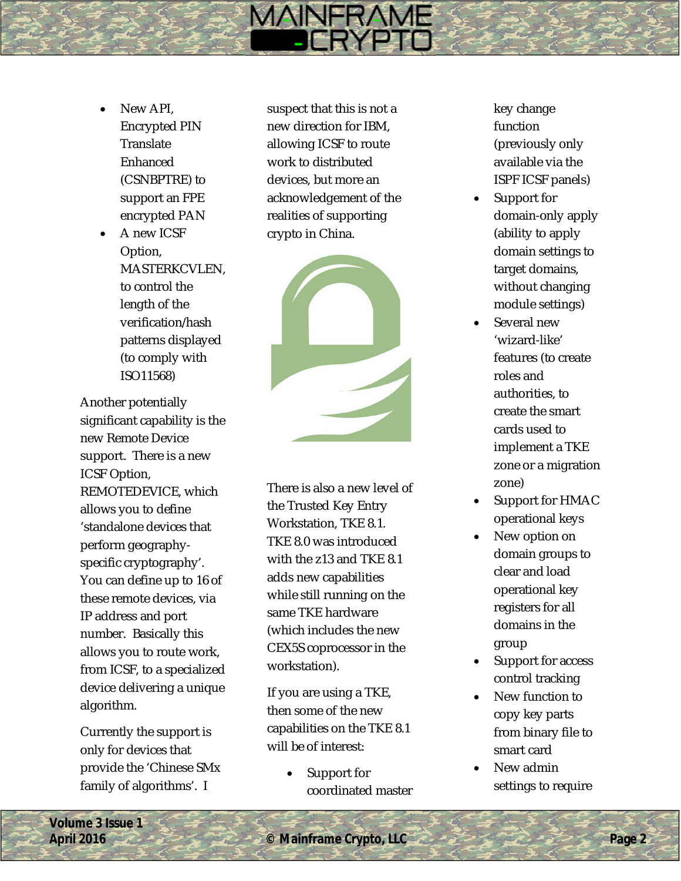- New API, Encrypted PIN Translate Enhanced (CSNBPTRE) to support an FPE encrypted PAN
- A new ICSF Option, MASTERKCVLEN, to control the length of the verification/hash patterns displayed (to comply with ISO11568)

Another potentially significant capability is the new Remote Device support. There is a new ICSF Option, REMOTEDEVICE, which allows you to define 'standalone devices that perform geography-specific cryptography'. You can define up to 16 of these remote devices, via IP address and port number. Basically this allows you to route work, from ICSF, to a specialized device delivering a unique algorithm.

Currently the support is only for devices that provide the 'Chinese SMx family of algorithms'. I suspect that this is not a new direction for IBM, allowing ICSF to route work to distributed devices, but more an acknowledgement of the realities of supporting crypto in China.

There is also a new level of the Trusted Key Entry Workstation, TKE 8.1. TKE 8.0 was introduced with the z13 and TKE 8.1 adds new capabilities while still running on the same TKE hardware (which includes the new CEX5S coprocessor in the workstation).

If you are using a TKE, then some of the new capabilities on the TKE 8.1 will be of interest:

- Support for coordinated master key change function (previously only available via the ISPF ICSF panels)
- Support for domain-only apply (ability to apply domain settings to target domains, without changing module settings)
- Several new 'wizard-like' features (to create roles and authorities, to create the smart cards used to implement a TKE zone or a migration zone)
- Support for HMAC operational keys
- New option on domain groups to clear and load operational key registers for all domains in the group
- Support for access control tracking
- New function to copy key parts from binary file to smart card
- New admin settings to require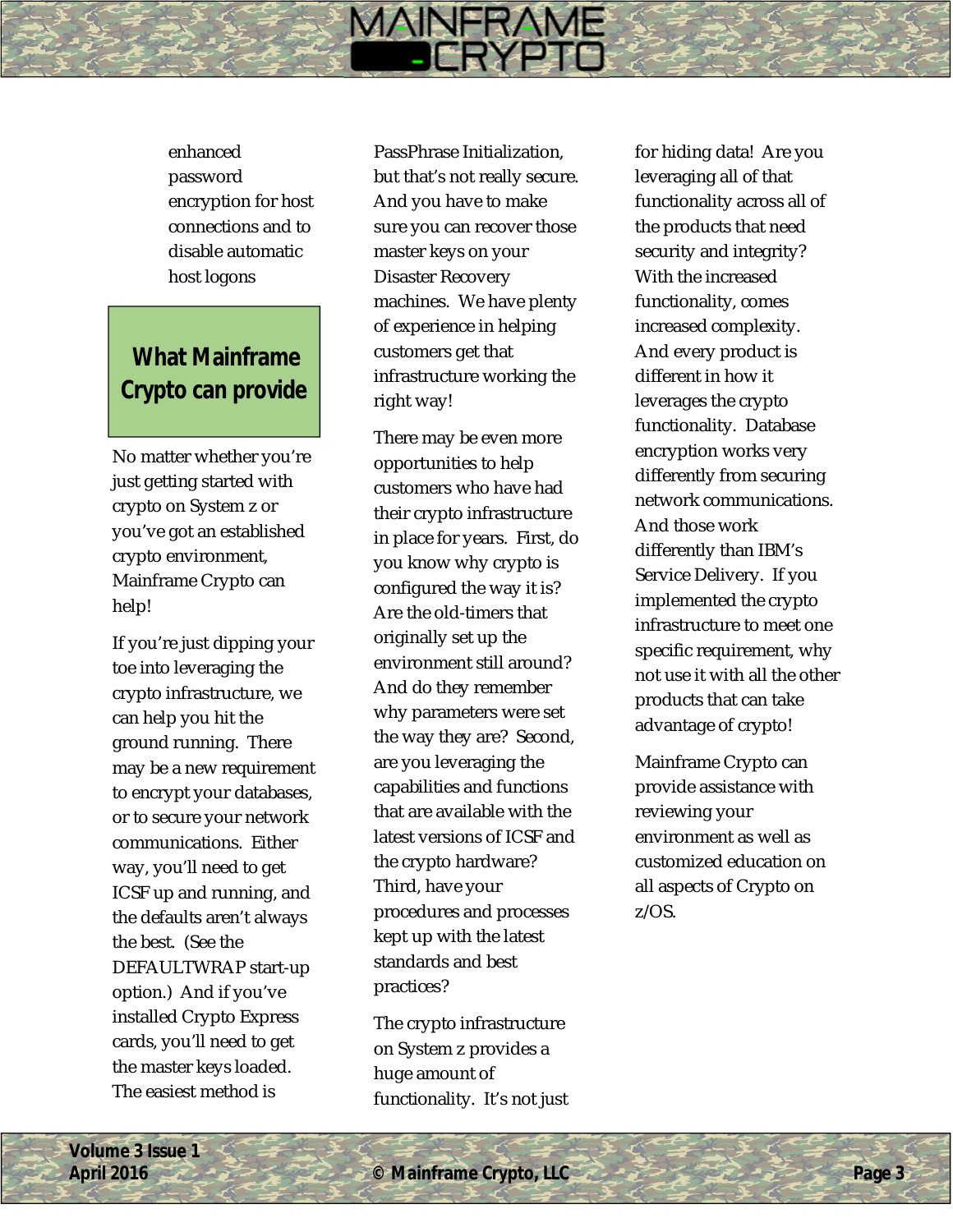enhanced password encryption for host connections and to disable automatic host logons

## What Mainframe Crypto can provide

No matter whether you're just getting started with crypto on System z or you've got an established crypto environment, Mainframe Crypto can help!

If you're just dipping your toe into leveraging the crypto infrastructure, we can help you hit the ground running. There may be a new requirement to encrypt your databases, or to secure your network communications. Either way, you'll need to get ICSF up and running, and the defaults aren't always the best. (See the DEFAULTWRAP start-up option.) And if you've installed Crypto Express cards, you'll need to get the master keys loaded. The easiest method is PassPhrase Initialization, but that's not really secure. And you have to make sure you can recover those master keys on your Disaster Recovery machines. We have plenty of experience in helping customers get that infrastructure working the right way!

There may be even more opportunities to help customers who have had their crypto infrastructure in place for years. First, do you know why crypto is configured the way it is? Are the old-timers that originally set up the environment still around? And do they remember why parameters were set the way they are? Second, are you leveraging the capabilities and functions that are available with the latest versions of ICSF and the crypto hardware? Third, have your procedures and processes kept up with the latest standards and best practices?

The crypto infrastructure on System z provides a huge amount of functionality. It's not just for hiding data! Are you leveraging all of that functionality across all of the products that need security and integrity? With the increased functionality, comes increased complexity. And every product is different in how it leverages the crypto functionality. Database encryption works very differently from securing network communications. And those work differently than IBM's Service Delivery. If you implemented the crypto infrastructure to meet one specific requirement, why not use it with all the other products that can take advantage of crypto!

Mainframe Crypto can provide assistance with reviewing your environment as well as customized education on all aspects of Crypto on z/OS.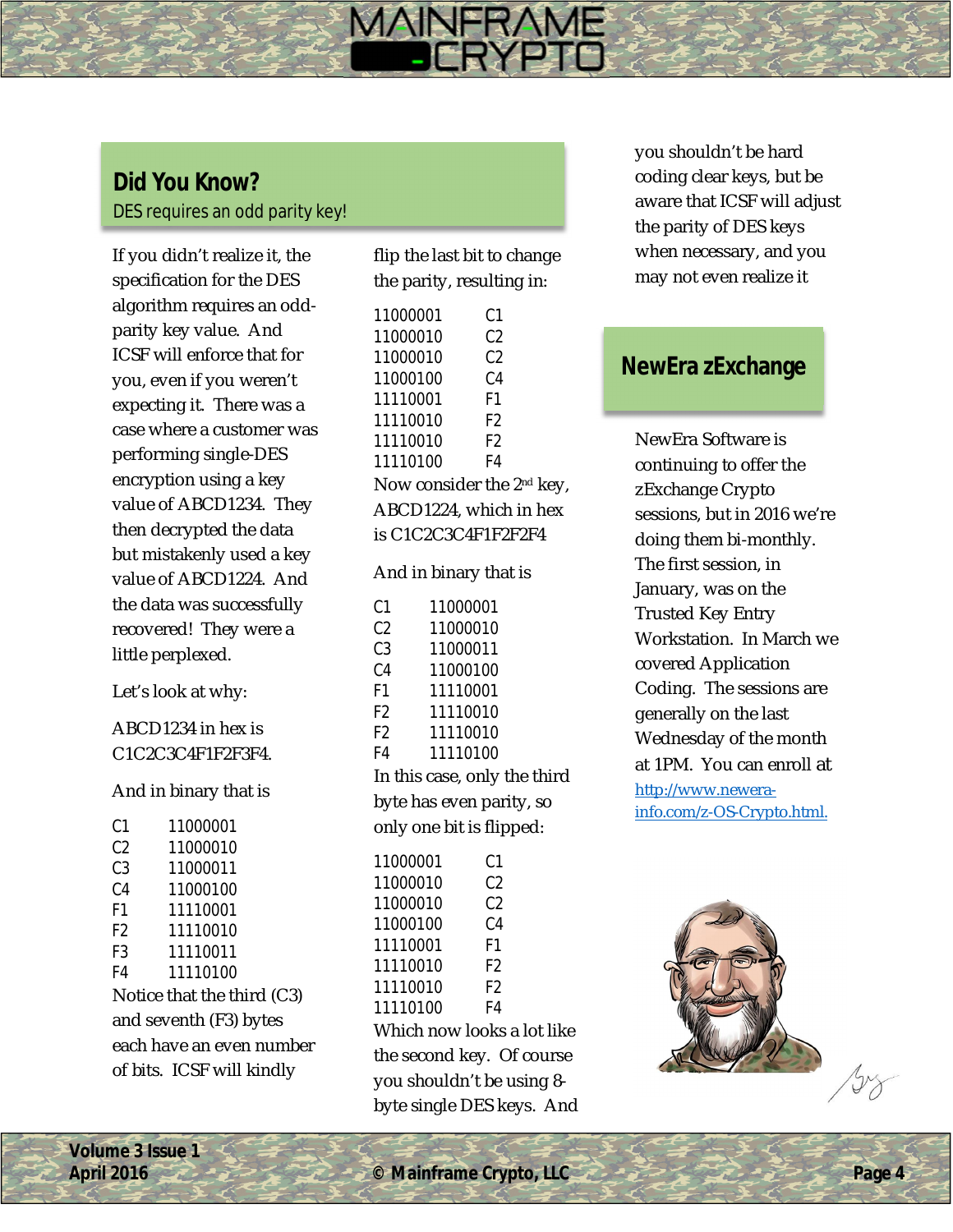## Did You Know?

DES requires an odd parity key!

If you didn't realize it, the specification for the DES algorithm requires an odd-parity key value. And ICSF will enforce that for you, even if you weren't expecting it. There was a case where a customer was performing single-DES encryption using a key value of ABCD1234. They then decrypted the data but mistakenly used a key value of ABCD1224. And the data was successfully recovered! They were a little perplexed.

Let's look at why:

ABCD1234 in hex is C1C2C3C4F1F2F3F4.

And in binary that is

```
C1    11000001
C2    11000010
C3    11000011
C4    11000100
F1    11110001
F2    11110010
F3    11110011
F4    11110100
```

Notice that the third (C3) and seventh (F3) bytes each have an even number of bits. ICSF will kindly flip the last bit to change the parity, resulting in:

```
11000001    C1
11000010    C2
11000010    C2
11000100    C4
11110001    F1
11110010    F2
11110010    F2
11110100    F4
```

Now consider the 2nd key, ABCD1224, which in hex is C1C2C3C4F1F2F2F4

And in binary that is

```
C1    11000001
C2    11000010
C3    11000011
C4    11000100
F1    11110001
F2    11110010
F2    11110010
F4    11110100
```

In this case, only the third byte has even parity, so only one bit is flipped:

```
11000001    C1
11000010    C2
11000010    C2
11000100    C4
11110001    F1
11110010    F2
11110010    F2
11110100    F4
```

Which now looks a lot like the second key. Of course you shouldn't be using 8-byte single DES keys. And you shouldn't be hard coding clear keys, but be aware that ICSF will adjust the parity of DES keys when necessary, and you may not even realize it

## NewEra zExchange

NewEra Software is continuing to offer the zExchange Crypto sessions, but in 2016 we're doing them bi-monthly. The first session, in January, was on the Trusted Key Entry Workstation. In March we covered Application Coding. The sessions are generally on the last Wednesday of the month at 1PM. You can enroll at [http://www.newera-info.com/z-OS-Crypto.html.](http://www.newera-info.com/z-OS-Crypto.html)